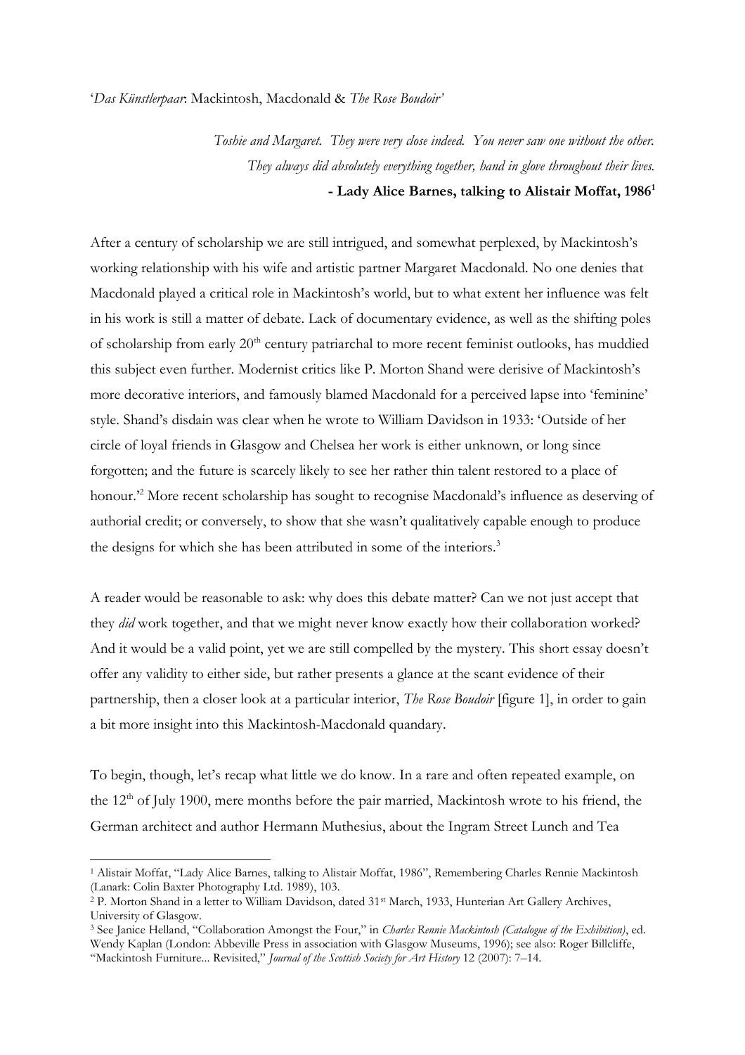'*Das Künstlerpaar*: Mackintosh, Macdonald & *The Rose Boudoir*'

> *Toshie and Margaret. They were very close indeed. You never saw one without the other. They always did absolutely everything together, hand in glove throughout their lives.*
>
> **- Lady Alice Barnes, talking to Alistair Moffat, 1986**[1]

After a century of scholarship we are still intrigued, and somewhat perplexed, by Mackintosh's working relationship with his wife and artistic partner Margaret Macdonald. No one denies that Macdonald played a critical role in Mackintosh's world, but to what extent her influence was felt in his work is still a matter of debate. Lack of documentary evidence, as well as the shifting poles of scholarship from early 20th century patriarchal to more recent feminist outlooks, has muddied this subject even further. Modernist critics like P. Morton Shand were derisive of Mackintosh's more decorative interiors, and famously blamed Macdonald for a perceived lapse into 'feminine' style. Shand's disdain was clear when he wrote to William Davidson in 1933: 'Outside of her circle of loyal friends in Glasgow and Chelsea her work is either unknown, or long since forgotten; and the future is scarcely likely to see her rather thin talent restored to a place of honour.'[2] More recent scholarship has sought to recognise Macdonald's influence as deserving of authorial credit; or conversely, to show that she wasn't qualitatively capable enough to produce the designs for which she has been attributed in some of the interiors.[3]

A reader would be reasonable to ask: why does this debate matter? Can we not just accept that they *did* work together, and that we might never know exactly how their collaboration worked? And it would be a valid point, yet we are still compelled by the mystery. This short essay doesn't offer any validity to either side, but rather presents a glance at the scant evidence of their partnership, then a closer look at a particular interior, *The Rose Boudoir* [figure 1], in order to gain a bit more insight into this Mackintosh-Macdonald quandary.

To begin, though, let's recap what little we do know. In a rare and often repeated example, on the 12th of July 1900, mere months before the pair married, Mackintosh wrote to his friend, the German architect and author Hermann Muthesius, about the Ingram Street Lunch and Tea

---

[1] Alistair Moffat, "Lady Alice Barnes, talking to Alistair Moffat, 1986", Remembering Charles Rennie Mackintosh (Lanark: Colin Baxter Photography Ltd. 1989), 103.

[2] P. Morton Shand in a letter to William Davidson, dated 31st March, 1933, Hunterian Art Gallery Archives, University of Glasgow.

[3] See Janice Helland, "Collaboration Amongst the Four," in *Charles Rennie Mackintosh (Catalogue of the Exhibition)*, ed. Wendy Kaplan (London: Abbeville Press in association with Glasgow Museums, 1996); see also: Roger Billcliffe, "Mackintosh Furniture... Revisited," *Journal of the Scottish Society for Art History* 12 (2007): 7–14.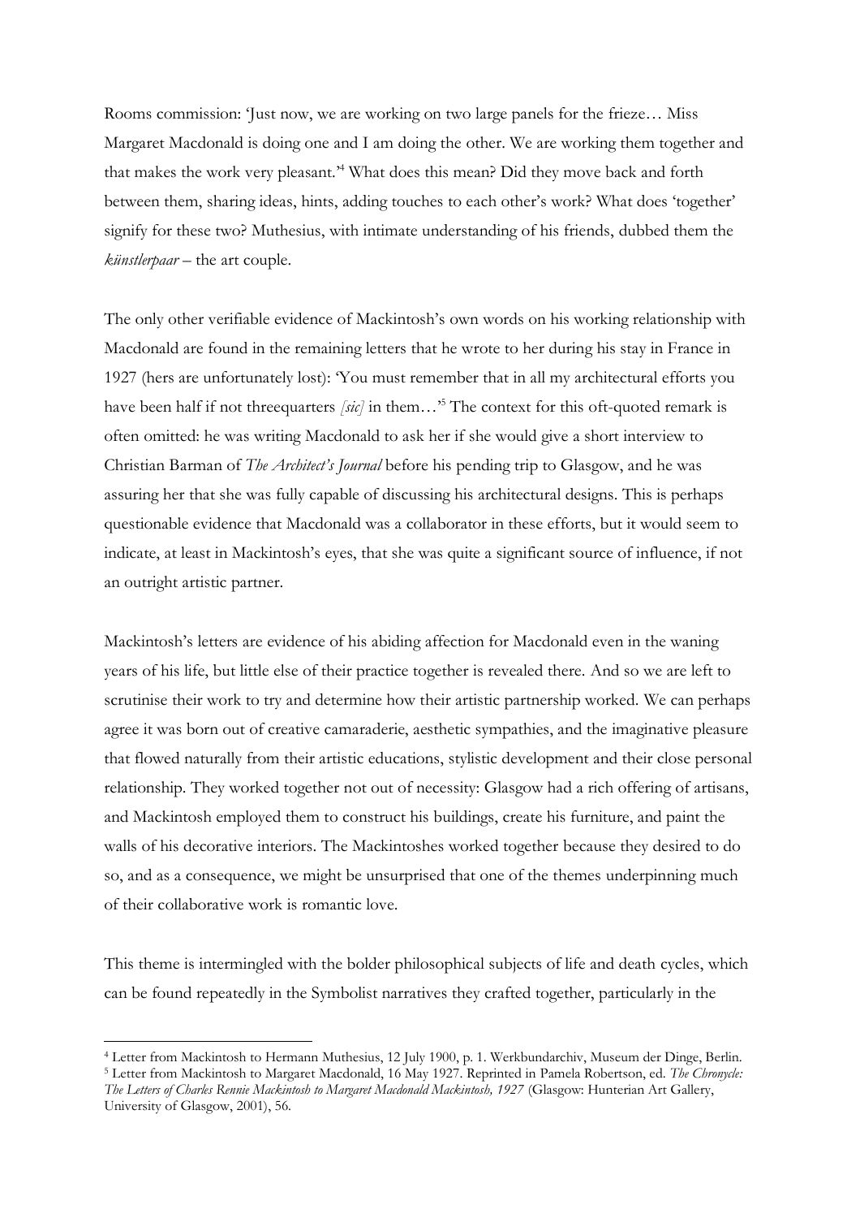Rooms commission: 'Just now, we are working on two large panels for the frieze… Miss Margaret Macdonald is doing one and I am doing the other. We are working them together and that makes the work very pleasant.'[4] What does this mean? Did they move back and forth between them, sharing ideas, hints, adding touches to each other's work? What does 'together' signify for these two? Muthesius, with intimate understanding of his friends, dubbed them the *künstlerpaar* – the art couple.

The only other verifiable evidence of Mackintosh's own words on his working relationship with Macdonald are found in the remaining letters that he wrote to her during his stay in France in 1927 (hers are unfortunately lost): 'You must remember that in all my architectural efforts you have been half if not threequarters *[sic]* in them…'[5] The context for this oft-quoted remark is often omitted: he was writing Macdonald to ask her if she would give a short interview to Christian Barman of *The Architect's Journal* before his pending trip to Glasgow, and he was assuring her that she was fully capable of discussing his architectural designs. This is perhaps questionable evidence that Macdonald was a collaborator in these efforts, but it would seem to indicate, at least in Mackintosh's eyes, that she was quite a significant source of influence, if not an outright artistic partner.

Mackintosh's letters are evidence of his abiding affection for Macdonald even in the waning years of his life, but little else of their practice together is revealed there. And so we are left to scrutinise their work to try and determine how their artistic partnership worked. We can perhaps agree it was born out of creative camaraderie, aesthetic sympathies, and the imaginative pleasure that flowed naturally from their artistic educations, stylistic development and their close personal relationship. They worked together not out of necessity: Glasgow had a rich offering of artisans, and Mackintosh employed them to construct his buildings, create his furniture, and paint the walls of his decorative interiors. The Mackintoshes worked together because they desired to do so, and as a consequence, we might be unsurprised that one of the themes underpinning much of their collaborative work is romantic love.

This theme is intermingled with the bolder philosophical subjects of life and death cycles, which can be found repeatedly in the Symbolist narratives they crafted together, particularly in the

---

[4] Letter from Mackintosh to Hermann Muthesius, 12 July 1900, p. 1. Werkbundarchiv, Museum der Dinge, Berlin.

[5] Letter from Mackintosh to Margaret Macdonald, 16 May 1927. Reprinted in Pamela Robertson, ed. *The Chronycle: The Letters of Charles Rennie Mackintosh to Margaret Macdonald Mackintosh, 1927* (Glasgow: Hunterian Art Gallery, University of Glasgow, 2001), 56.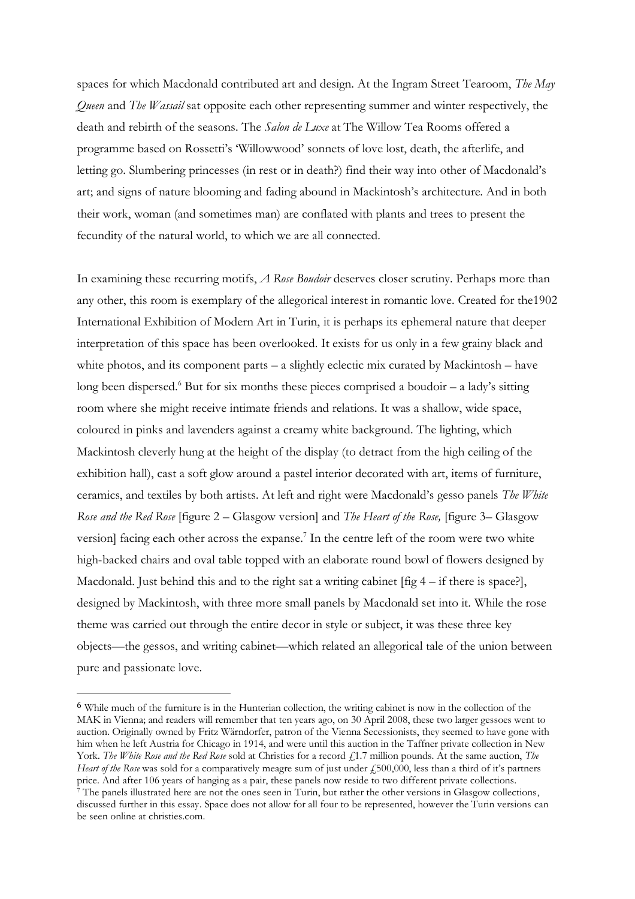spaces for which Macdonald contributed art and design. At the Ingram Street Tearoom, *The May Queen* and *The Wassail* sat opposite each other representing summer and winter respectively, the death and rebirth of the seasons. The *Salon de Luxe* at The Willow Tea Rooms offered a programme based on Rossetti's 'Willowwood' sonnets of love lost, death, the afterlife, and letting go. Slumbering princesses (in rest or in death?) find their way into other of Macdonald's art; and signs of nature blooming and fading abound in Mackintosh's architecture. And in both their work, woman (and sometimes man) are conflated with plants and trees to present the fecundity of the natural world, to which we are all connected.

In examining these recurring motifs, *A Rose Boudoir* deserves closer scrutiny. Perhaps more than any other, this room is exemplary of the allegorical interest in romantic love. Created for the1902 International Exhibition of Modern Art in Turin, it is perhaps its ephemeral nature that deeper interpretation of this space has been overlooked. It exists for us only in a few grainy black and white photos, and its component parts – a slightly eclectic mix curated by Mackintosh – have long been dispersed.[6] But for six months these pieces comprised a boudoir – a lady's sitting room where she might receive intimate friends and relations. It was a shallow, wide space, coloured in pinks and lavenders against a creamy white background. The lighting, which Mackintosh cleverly hung at the height of the display (to detract from the high ceiling of the exhibition hall), cast a soft glow around a pastel interior decorated with art, items of furniture, ceramics, and textiles by both artists. At left and right were Macdonald's gesso panels *The White Rose and the Red Rose* [figure 2 – Glasgow version] and *The Heart of the Rose,* [figure 3– Glasgow version] facing each other across the expanse.[7] In the centre left of the room were two white high-backed chairs and oval table topped with an elaborate round bowl of flowers designed by Macdonald. Just behind this and to the right sat a writing cabinet [fig 4 – if there is space?], designed by Mackintosh, with three more small panels by Macdonald set into it. While the rose theme was carried out through the entire decor in style or subject, it was these three key objects—the gessos, and writing cabinet—which related an allegorical tale of the union between pure and passionate love.

---

[6] While much of the furniture is in the Hunterian collection, the writing cabinet is now in the collection of the MAK in Vienna; and readers will remember that ten years ago, on 30 April 2008, these two larger gessoes went to auction. Originally owned by Fritz Wärndorfer, patron of the Vienna Secessionists, they seemed to have gone with him when he left Austria for Chicago in 1914, and were until this auction in the Taffner private collection in New York. *The White Rose and the Red Rose* sold at Christies for a record £1.7 million pounds. At the same auction, *The Heart of the Rose* was sold for a comparatively meagre sum of just under £500,000, less than a third of it's partners price. And after 106 years of hanging as a pair, these panels now reside to two different private collections.

[7] The panels illustrated here are not the ones seen in Turin, but rather the other versions in Glasgow collections, discussed further in this essay. Space does not allow for all four to be represented, however the Turin versions can be seen online at christies.com.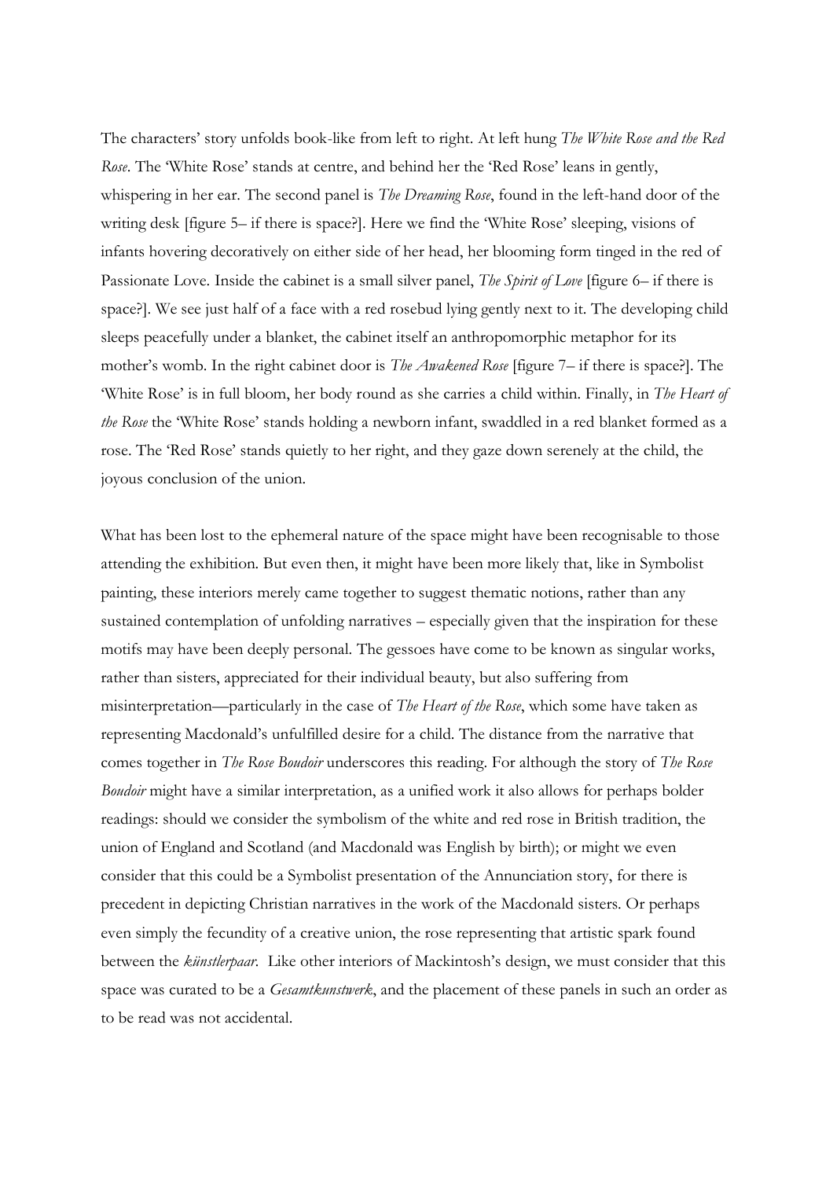The characters' story unfolds book-like from left to right. At left hung *The White Rose and the Red Rose*. The 'White Rose' stands at centre, and behind her the 'Red Rose' leans in gently, whispering in her ear. The second panel is *The Dreaming Rose*, found in the left-hand door of the writing desk [figure 5– if there is space?]. Here we find the 'White Rose' sleeping, visions of infants hovering decoratively on either side of her head, her blooming form tinged in the red of Passionate Love. Inside the cabinet is a small silver panel, *The Spirit of Love* [figure 6– if there is space?]. We see just half of a face with a red rosebud lying gently next to it. The developing child sleeps peacefully under a blanket, the cabinet itself an anthropomorphic metaphor for its mother's womb. In the right cabinet door is *The Awakened Rose* [figure 7– if there is space?]. The 'White Rose' is in full bloom, her body round as she carries a child within. Finally, in *The Heart of the Rose* the 'White Rose' stands holding a newborn infant, swaddled in a red blanket formed as a rose. The 'Red Rose' stands quietly to her right, and they gaze down serenely at the child, the joyous conclusion of the union.

What has been lost to the ephemeral nature of the space might have been recognisable to those attending the exhibition. But even then, it might have been more likely that, like in Symbolist painting, these interiors merely came together to suggest thematic notions, rather than any sustained contemplation of unfolding narratives – especially given that the inspiration for these motifs may have been deeply personal. The gessoes have come to be known as singular works, rather than sisters, appreciated for their individual beauty, but also suffering from misinterpretation—particularly in the case of *The Heart of the Rose*, which some have taken as representing Macdonald's unfulfilled desire for a child. The distance from the narrative that comes together in *The Rose Boudoir* underscores this reading. For although the story of *The Rose Boudoir* might have a similar interpretation, as a unified work it also allows for perhaps bolder readings: should we consider the symbolism of the white and red rose in British tradition, the union of England and Scotland (and Macdonald was English by birth); or might we even consider that this could be a Symbolist presentation of the Annunciation story, for there is precedent in depicting Christian narratives in the work of the Macdonald sisters. Or perhaps even simply the fecundity of a creative union, the rose representing that artistic spark found between the *künstlerpaar*. Like other interiors of Mackintosh's design, we must consider that this space was curated to be a *Gesamtkunstwerk*, and the placement of these panels in such an order as to be read was not accidental.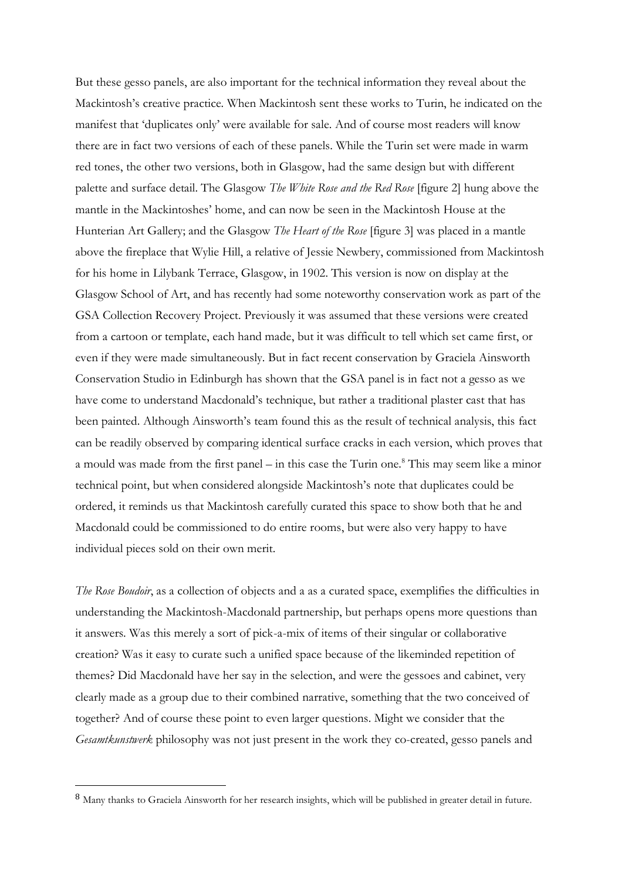But these gesso panels, are also important for the technical information they reveal about the Mackintosh's creative practice. When Mackintosh sent these works to Turin, he indicated on the manifest that 'duplicates only' were available for sale. And of course most readers will know there are in fact two versions of each of these panels. While the Turin set were made in warm red tones, the other two versions, both in Glasgow, had the same design but with different palette and surface detail. The Glasgow *The White Rose and the Red Rose* [figure 2] hung above the mantle in the Mackintoshes' home, and can now be seen in the Mackintosh House at the Hunterian Art Gallery; and the Glasgow *The Heart of the Rose* [figure 3] was placed in a mantle above the fireplace that Wylie Hill, a relative of Jessie Newbery, commissioned from Mackintosh for his home in Lilybank Terrace, Glasgow, in 1902. This version is now on display at the Glasgow School of Art, and has recently had some noteworthy conservation work as part of the GSA Collection Recovery Project. Previously it was assumed that these versions were created from a cartoon or template, each hand made, but it was difficult to tell which set came first, or even if they were made simultaneously. But in fact recent conservation by Graciela Ainsworth Conservation Studio in Edinburgh has shown that the GSA panel is in fact not a gesso as we have come to understand Macdonald's technique, but rather a traditional plaster cast that has been painted. Although Ainsworth's team found this as the result of technical analysis, this fact can be readily observed by comparing identical surface cracks in each version, which proves that a mould was made from the first panel – in this case the Turin one.[8] This may seem like a minor technical point, but when considered alongside Mackintosh's note that duplicates could be ordered, it reminds us that Mackintosh carefully curated this space to show both that he and Macdonald could be commissioned to do entire rooms, but were also very happy to have individual pieces sold on their own merit.

*The Rose Boudoir*, as a collection of objects and a as a curated space, exemplifies the difficulties in understanding the Mackintosh-Macdonald partnership, but perhaps opens more questions than it answers. Was this merely a sort of pick-a-mix of items of their singular or collaborative creation? Was it easy to curate such a unified space because of the likeminded repetition of themes? Did Macdonald have her say in the selection, and were the gessoes and cabinet, very clearly made as a group due to their combined narrative, something that the two conceived of together? And of course these point to even larger questions. Might we consider that the *Gesamtkunstwerk* philosophy was not just present in the work they co-created, gesso panels and

[8] Many thanks to Graciela Ainsworth for her research insights, which will be published in greater detail in future.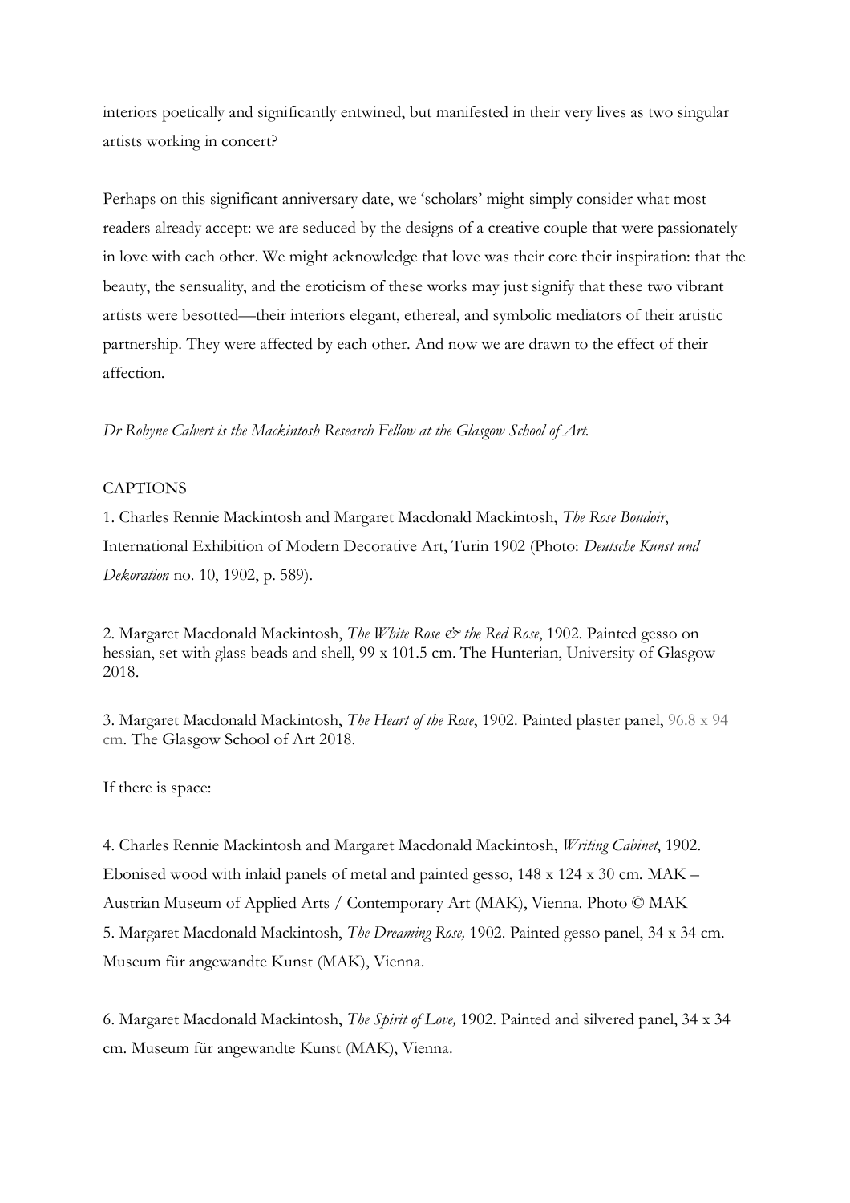interiors poetically and significantly entwined, but manifested in their very lives as two singular artists working in concert?

Perhaps on this significant anniversary date, we 'scholars' might simply consider what most readers already accept: we are seduced by the designs of a creative couple that were passionately in love with each other. We might acknowledge that love was their core their inspiration: that the beauty, the sensuality, and the eroticism of these works may just signify that these two vibrant artists were besotted—their interiors elegant, ethereal, and symbolic mediators of their artistic partnership. They were affected by each other. And now we are drawn to the effect of their affection.

*Dr Robyne Calvert is the Mackintosh Research Fellow at the Glasgow School of Art.*

CAPTIONS

1. Charles Rennie Mackintosh and Margaret Macdonald Mackintosh, *The Rose Boudoir*, International Exhibition of Modern Decorative Art, Turin 1902 (Photo: *Deutsche Kunst und Dekoration* no. 10, 1902, p. 589).

2. Margaret Macdonald Mackintosh, *The White Rose & the Red Rose*, 1902. Painted gesso on hessian, set with glass beads and shell, 99 x 101.5 cm. The Hunterian, University of Glasgow 2018.

3. Margaret Macdonald Mackintosh, *The Heart of the Rose*, 1902. Painted plaster panel, 96.8 x 94 cm. The Glasgow School of Art 2018.

If there is space:

4. Charles Rennie Mackintosh and Margaret Macdonald Mackintosh, *Writing Cabinet*, 1902. Ebonised wood with inlaid panels of metal and painted gesso, 148 x 124 x 30 cm. MAK – Austrian Museum of Applied Arts / Contemporary Art (MAK), Vienna. Photo © MAK

5. Margaret Macdonald Mackintosh, *The Dreaming Rose,* 1902. Painted gesso panel, 34 x 34 cm. Museum für angewandte Kunst (MAK), Vienna.

6. Margaret Macdonald Mackintosh, *The Spirit of Love,* 1902. Painted and silvered panel, 34 x 34 cm. Museum für angewandte Kunst (MAK), Vienna.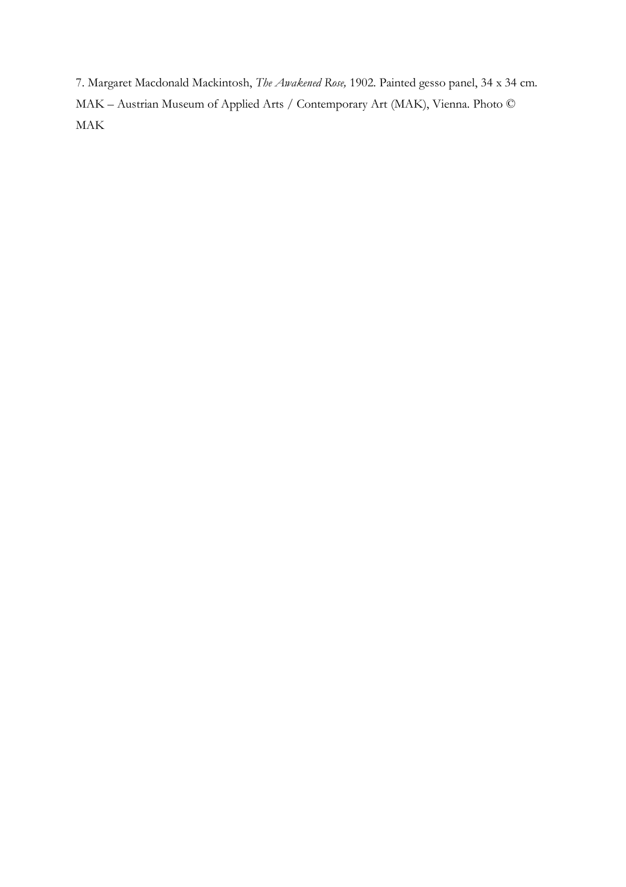7. Margaret Macdonald Mackintosh, *The Awakened Rose,* 1902. Painted gesso panel, 34 x 34 cm. MAK – Austrian Museum of Applied Arts / Contemporary Art (MAK), Vienna. Photo © MAK